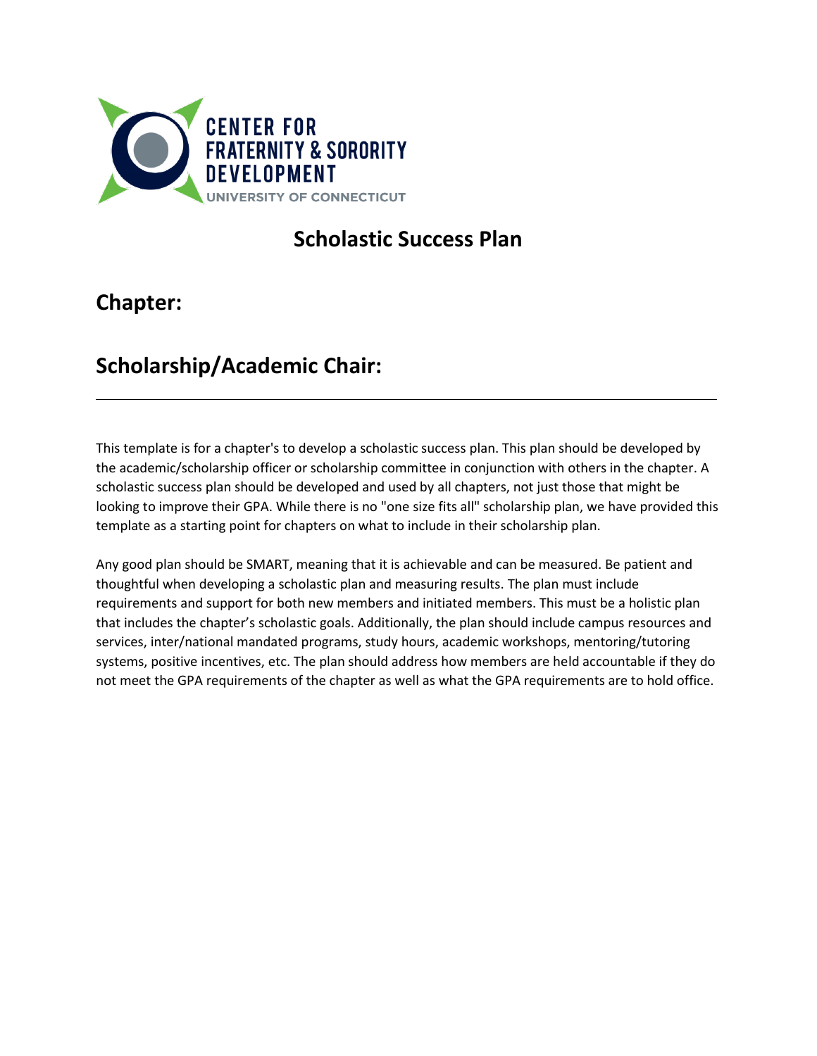CENTER FOR FRATERNITY & SORORITY DEVELOPMENT

UNIVERSITY OF CONNECTICUT

# Scholastic Success Plan

## Chapter:

## Scholarship/Academic Chair:

---

This template is for a chapter's to develop a scholastic success plan. This plan should be developed by the academic/scholarship officer or scholarship committee in conjunction with others in the chapter. A scholastic success plan should be developed and used by all chapters, not just those that might be looking to improve their GPA. While there is no "one size fits all" scholarship plan, we have provided this template as a starting point for chapters on what to include in their scholarship plan.

Any good plan should be SMART, meaning that it is achievable and can be measured. Be patient and thoughtful when developing a scholastic plan and measuring results. The plan must include requirements and support for both new members and initiated members. This must be a holistic plan that includes the chapter's scholastic goals. Additionally, the plan should include campus resources and services, inter/national mandated programs, study hours, academic workshops, mentoring/tutoring systems, positive incentives, etc. The plan should address how members are held accountable if they do not meet the GPA requirements of the chapter as well as what the GPA requirements are to hold office.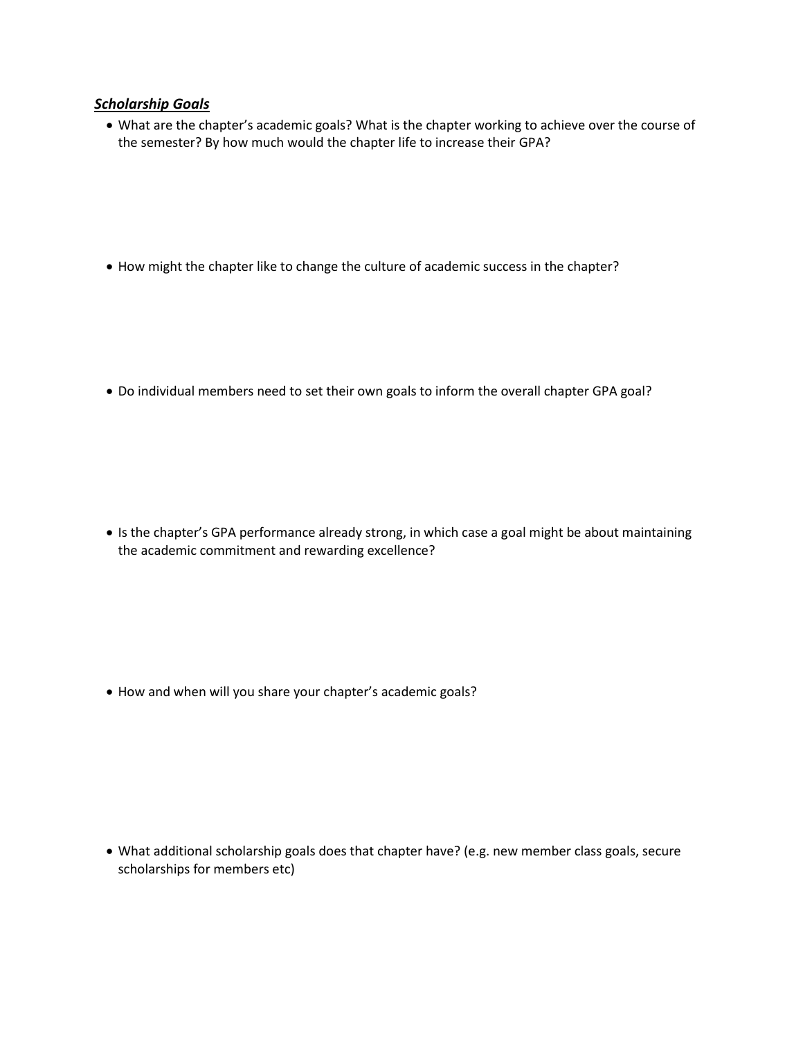***Scholarship Goals***

- What are the chapter's academic goals? What is the chapter working to achieve over the course of the semester? By how much would the chapter life to increase their GPA?

- How might the chapter like to change the culture of academic success in the chapter?

- Do individual members need to set their own goals to inform the overall chapter GPA goal?

- Is the chapter's GPA performance already strong, in which case a goal might be about maintaining the academic commitment and rewarding excellence?

- How and when will you share your chapter's academic goals?

- What additional scholarship goals does that chapter have? (e.g. new member class goals, secure scholarships for members etc)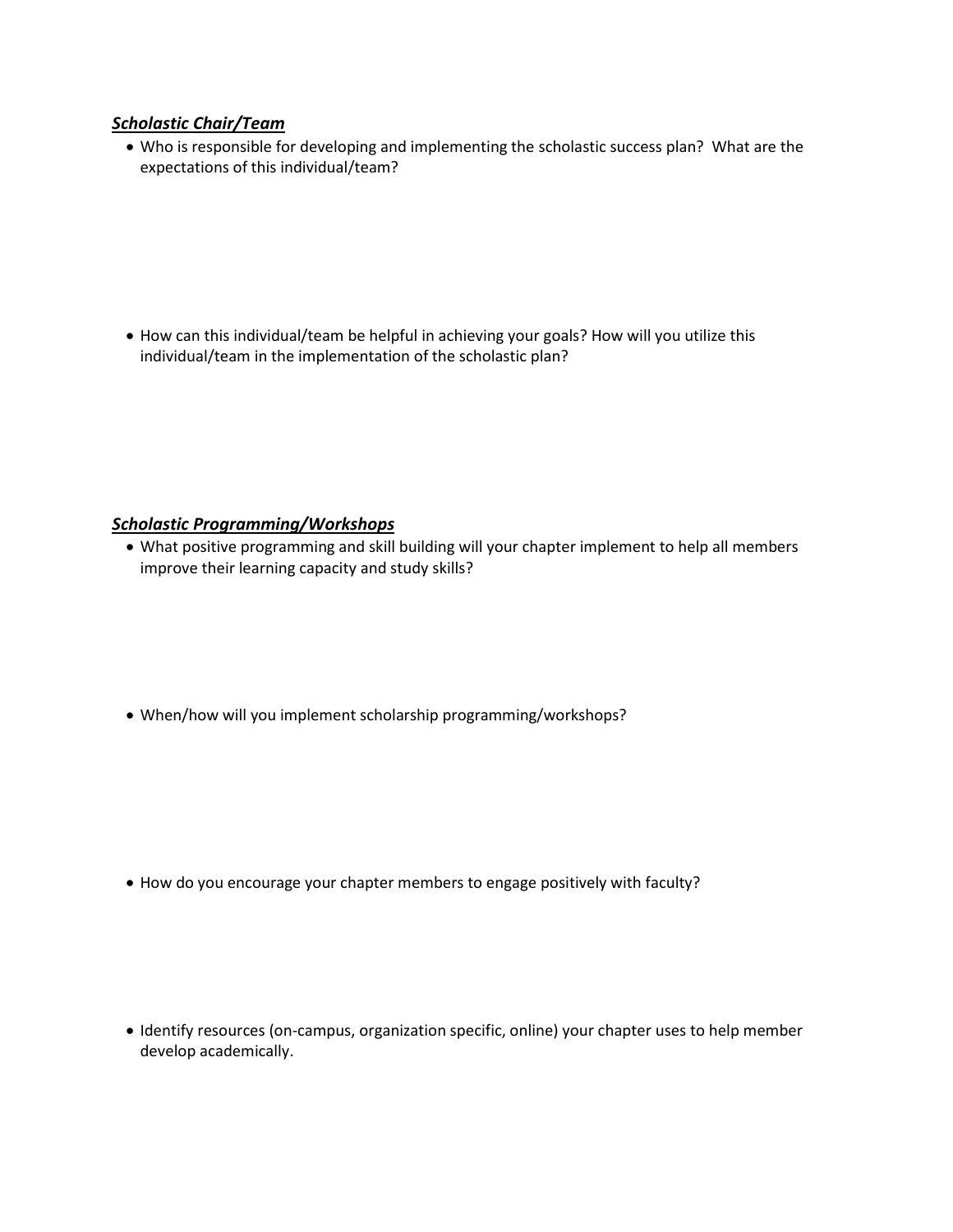### ***Scholastic Chair/Team***

- Who is responsible for developing and implementing the scholastic success plan? What are the expectations of this individual/team?

- How can this individual/team be helpful in achieving your goals? How will you utilize this individual/team in the implementation of the scholastic plan?

### ***Scholastic Programming/Workshops***

- What positive programming and skill building will your chapter implement to help all members improve their learning capacity and study skills?

- When/how will you implement scholarship programming/workshops?

- How do you encourage your chapter members to engage positively with faculty?

- Identify resources (on-campus, organization specific, online) your chapter uses to help member develop academically.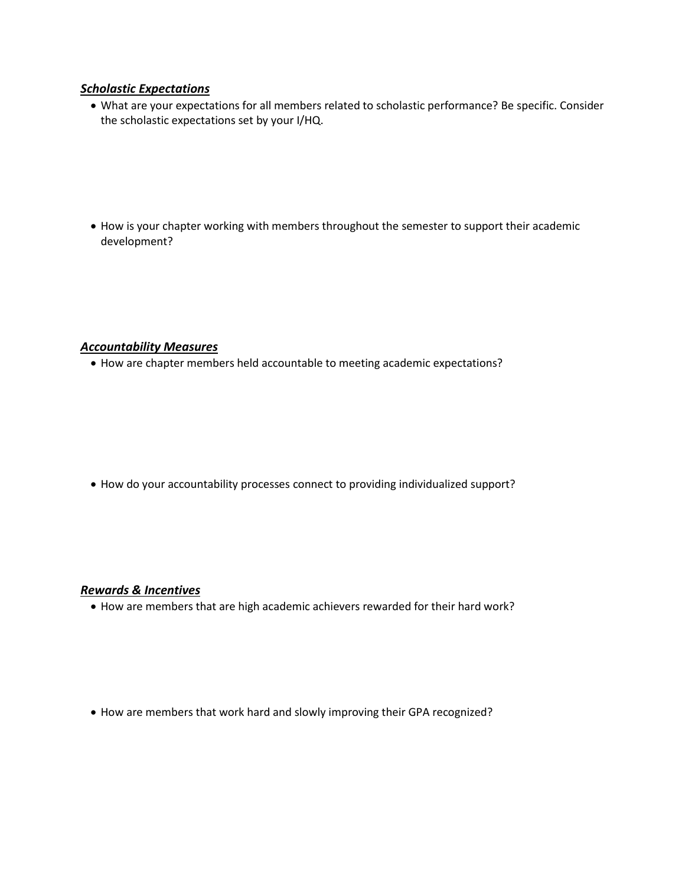***Scholastic Expectations***

- What are your expectations for all members related to scholastic performance? Be specific. Consider the scholastic expectations set by your I/HQ.

- How is your chapter working with members throughout the semester to support their academic development?

***Accountability Measures***

- How are chapter members held accountable to meeting academic expectations?

- How do your accountability processes connect to providing individualized support?

***Rewards & Incentives***

- How are members that are high academic achievers rewarded for their hard work?

- How are members that work hard and slowly improving their GPA recognized?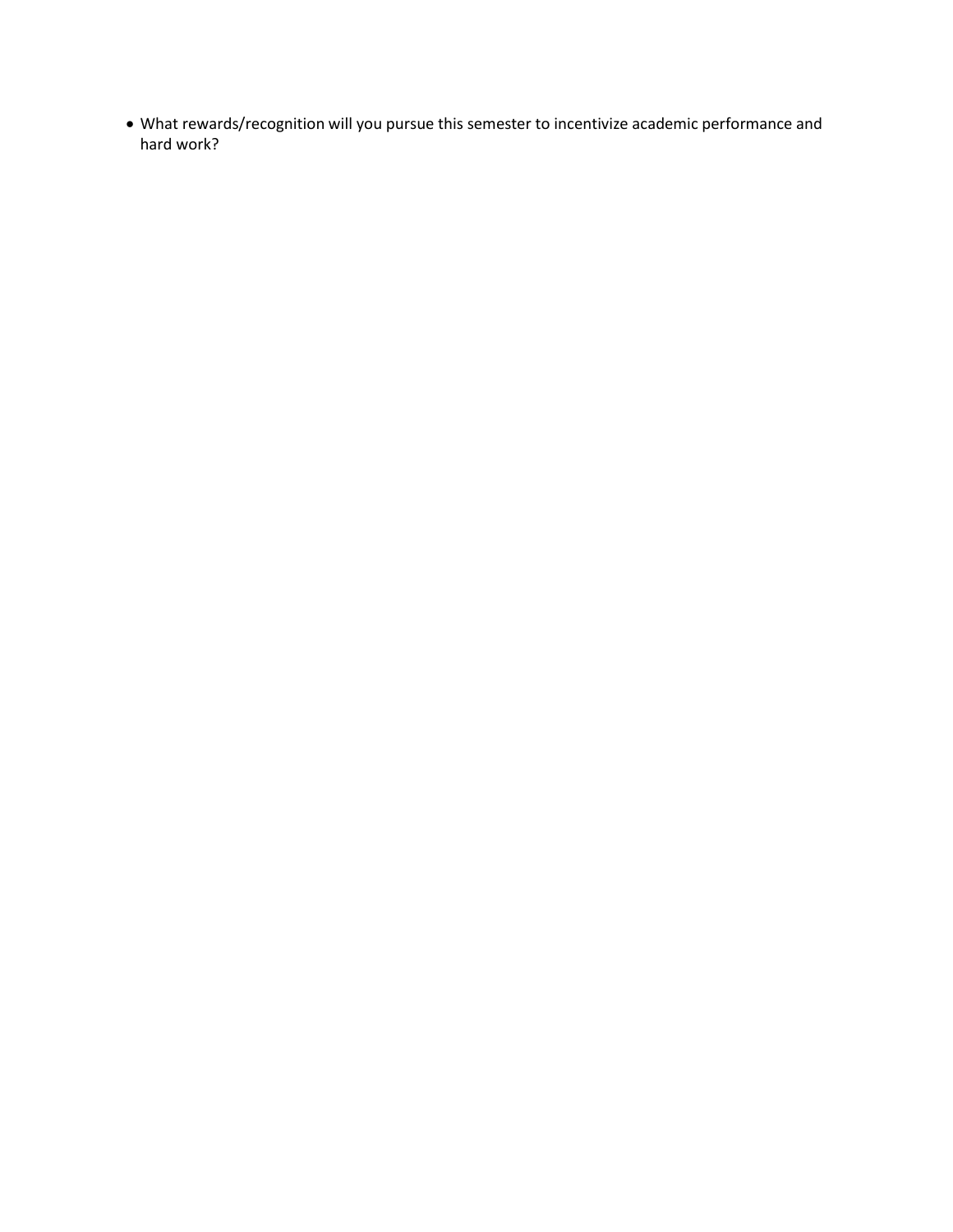- What rewards/recognition will you pursue this semester to incentivize academic performance and hard work?